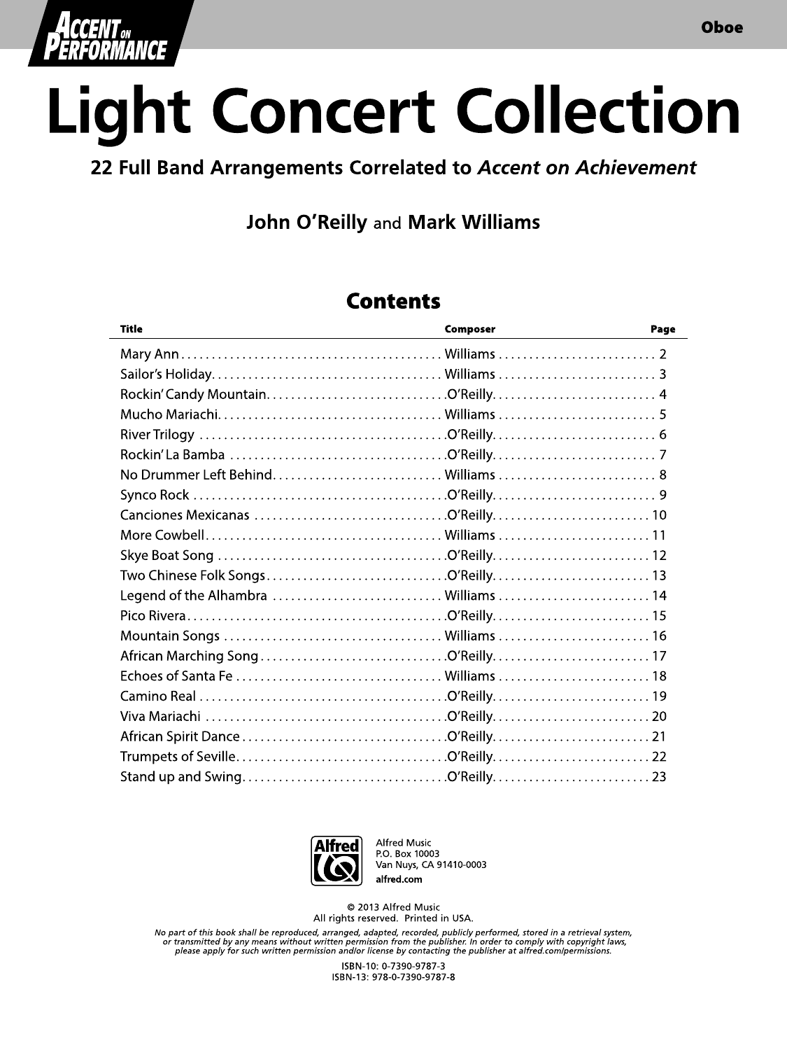Accent on Performance

Oboe

# Light Concert Collection

## 22 Full Band Arrangements Correlated to *Accent on Achievement*

**John O'Reilly** and **Mark Williams**

## Contents

| Title | Composer | Page |
|---|---|---|
| Mary Ann | Williams | 2 |
| Sailor's Holiday | Williams | 3 |
| Rockin' Candy Mountain | O'Reilly | 4 |
| Mucho Mariachi | Williams | 5 |
| River Trilogy | O'Reilly | 6 |
| Rockin' La Bamba | O'Reilly | 7 |
| No Drummer Left Behind | Williams | 8 |
| Synco Rock | O'Reilly | 9 |
| Canciones Mexicanas | O'Reilly | 10 |
| More Cowbell | Williams | 11 |
| Skye Boat Song | O'Reilly | 12 |
| Two Chinese Folk Songs | O'Reilly | 13 |
| Legend of the Alhambra | Williams | 14 |
| Pico Rivera | O'Reilly | 15 |
| Mountain Songs | Williams | 16 |
| African Marching Song | O'Reilly | 17 |
| Echoes of Santa Fe | Williams | 18 |
| Camino Real | O'Reilly | 19 |
| Viva Mariachi | O'Reilly | 20 |
| African Spirit Dance | O'Reilly | 21 |
| Trumpets of Seville | O'Reilly | 22 |
| Stand up and Swing | O'Reilly | 23 |

Alfred Music
P.O. Box 10003
Van Nuys, CA 91410-0003
**alfred.com**

© 2013 Alfred Music
All rights reserved. Printed in USA.

*No part of this book shall be reproduced, arranged, adapted, recorded, publicly performed, stored in a retrieval system, or transmitted by any means without written permission from the publisher. In order to comply with copyright laws, please apply for such written permission and/or license by contacting the publisher at alfred.com/permissions.*

ISBN-10: 0-7390-9787-3
ISBN-13: 978-0-7390-9787-8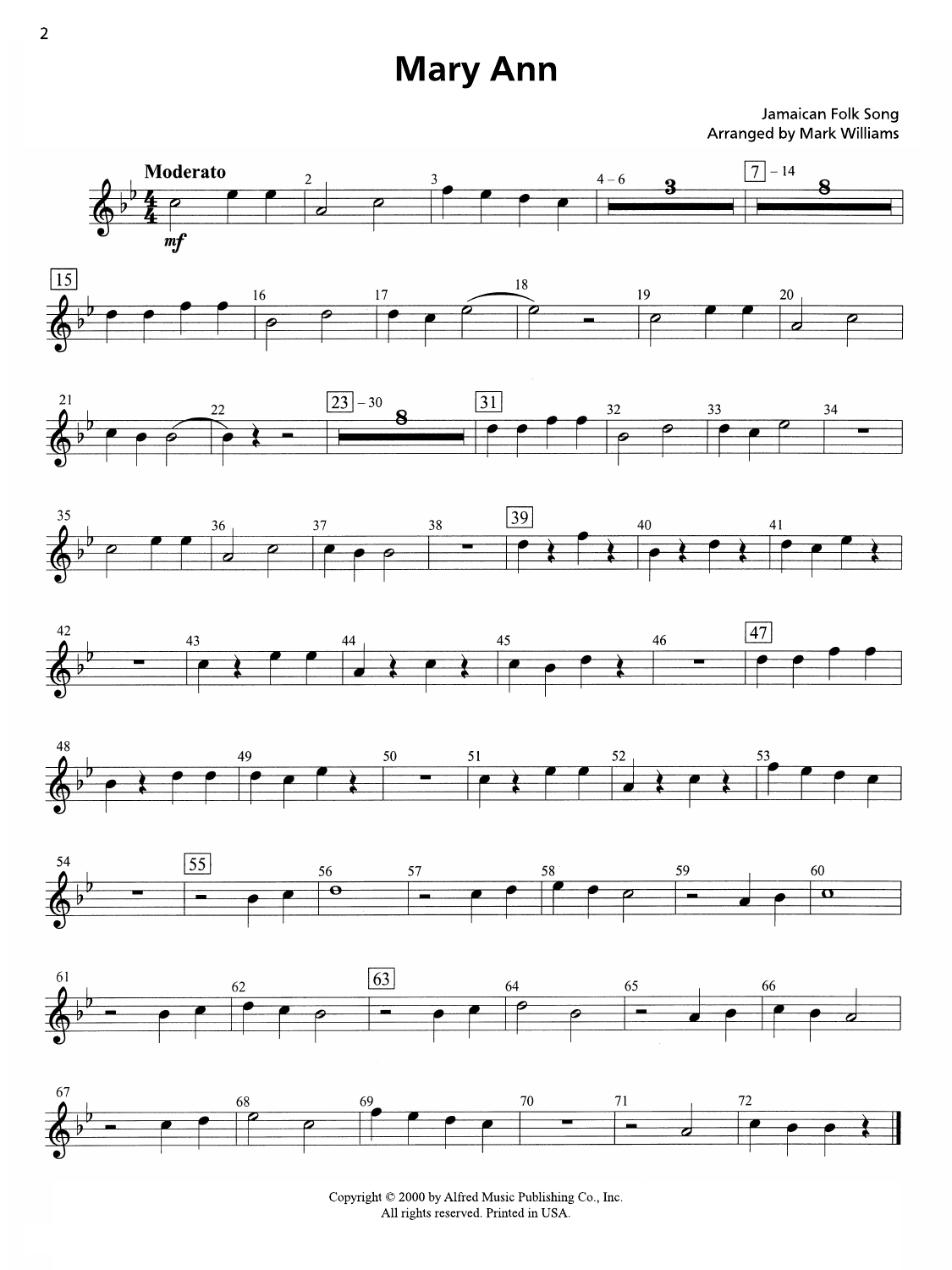# Mary Ann

Jamaican Folk Song
Arranged by Mark Williams

Copyright © 2000 by Alfred Music Publishing Co., Inc.
All rights reserved. Printed in USA.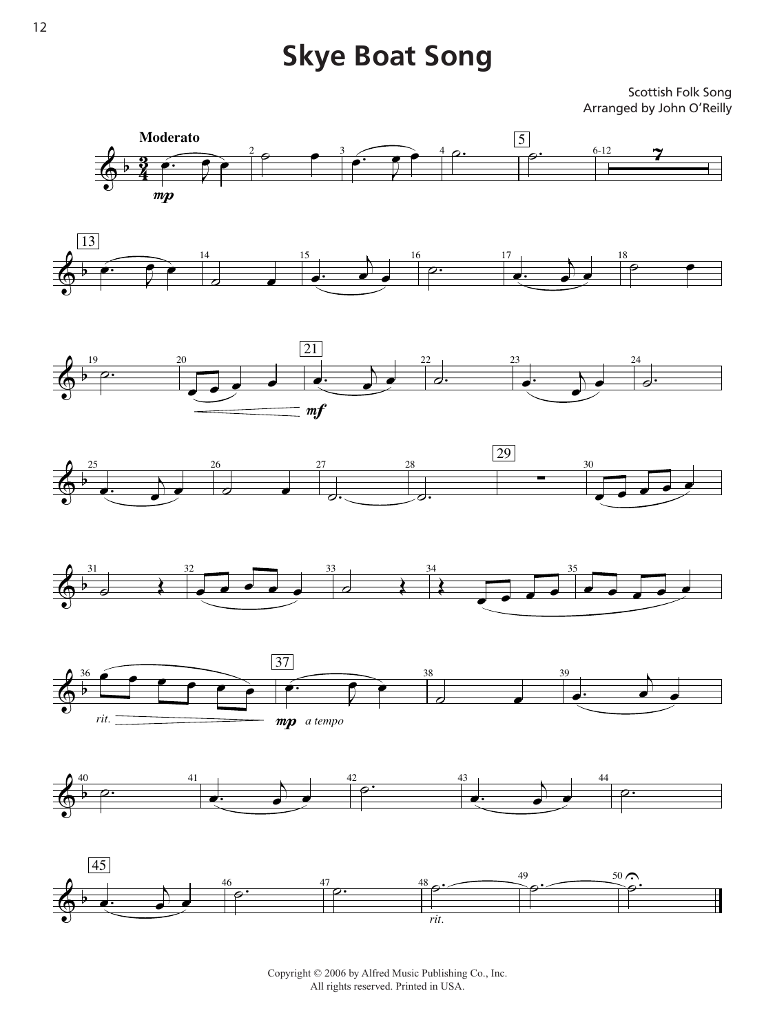# Skye Boat Song

Scottish Folk Song
Arranged by John O'Reilly

Copyright © 2006 by Alfred Music Publishing Co., Inc.
All rights reserved. Printed in USA.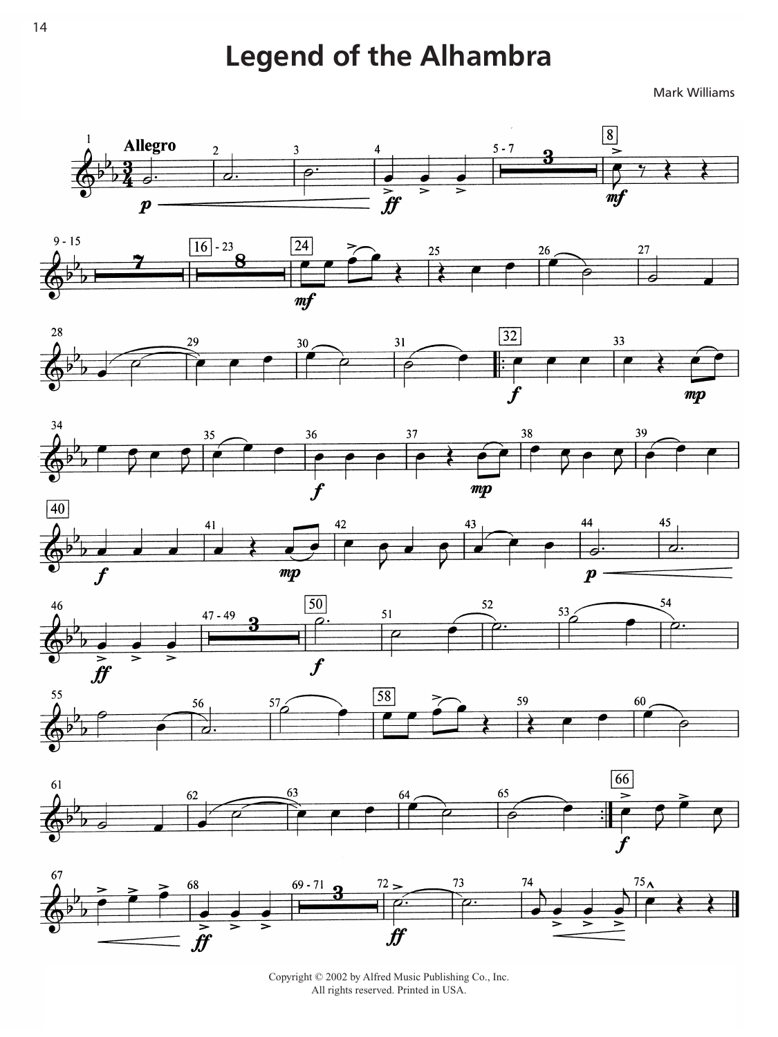# Legend of the Alhambra

Mark Williams

Copyright © 2002 by Alfred Music Publishing Co., Inc.
All rights reserved. Printed in USA.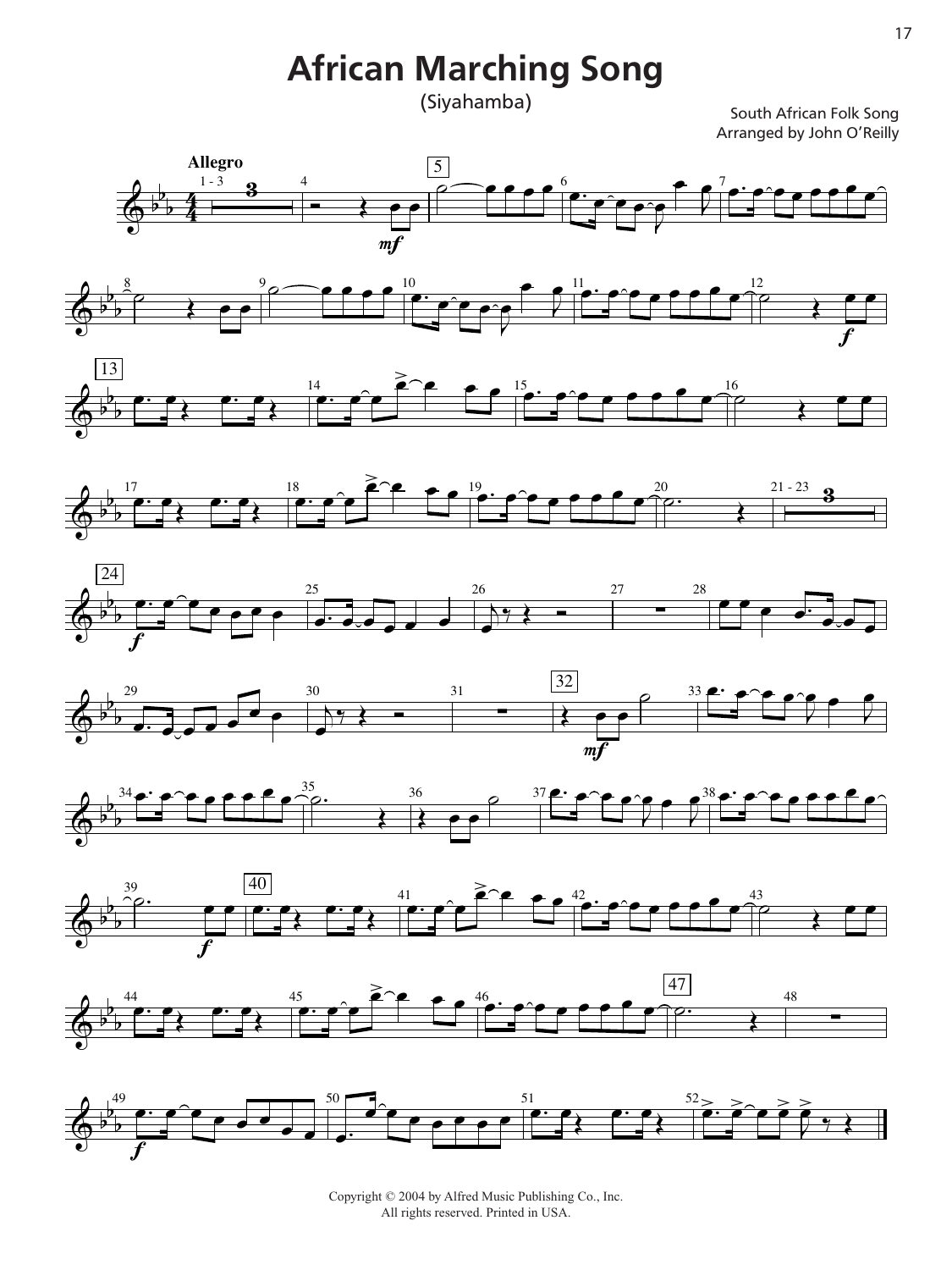# African Marching Song

(Siyahamba)

South African Folk Song
Arranged by John O'Reilly

Copyright © 2004 by Alfred Music Publishing Co., Inc.
All rights reserved. Printed in USA.